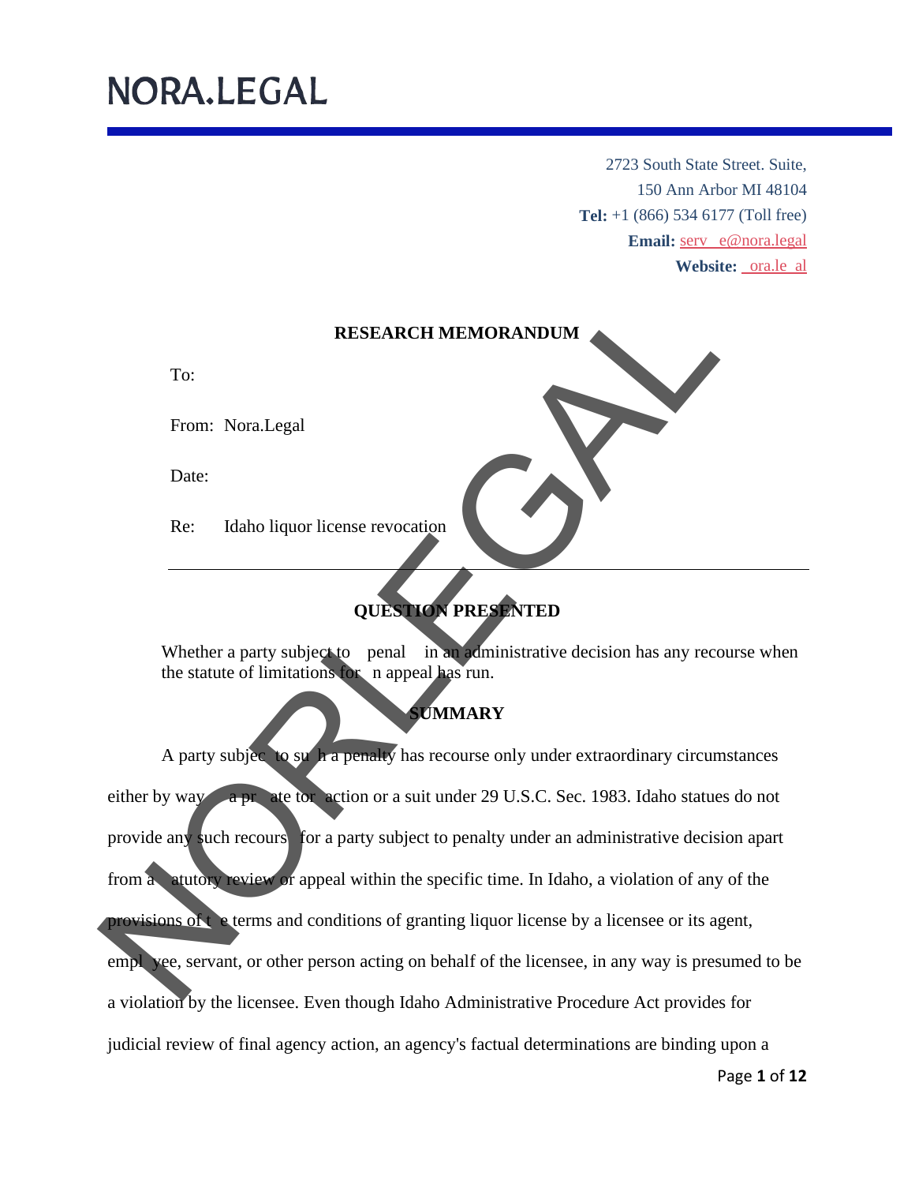# NORA.LEGAL

2723 South State Street. Suite,
150 Ann Arbor MI 48104
**Tel:** +1 (866) 534 6177 (Toll free)
**Email:** serv  e@nora.legal
**Website:** ora.le al

## RESEARCH MEMORANDUM

To:

From: Nora.Legal

Date:

Re: Idaho liquor license revocation

---

## QUESTION PRESENTED

Whether a party subject to penal in an administrative decision has any recourse when the statute of limitations for n appeal has run.

## SUMMARY

A party subjec to su h a penalty has recourse only under extraordinary circumstances either by way a pr ate tor action or a suit under 29 U.S.C. Sec. 1983. Idaho statues do not provide any such recours for a party subject to penalty under an administrative decision apart from a atutory review or appeal within the specific time. In Idaho, a violation of any of the provisions of t e terms and conditions of granting liquor license by a licensee or its agent, empl yee, servant, or other person acting on behalf of the licensee, in any way is presumed to be a violation by the licensee. Even though Idaho Administrative Procedure Act provides for judicial review of final agency action, an agency's factual determinations are binding upon a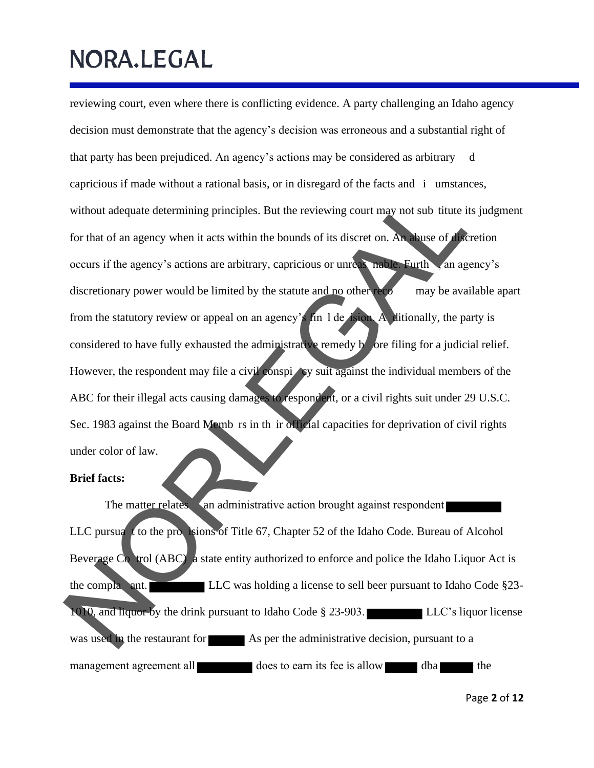reviewing court, even where there is conflicting evidence. A party challenging an Idaho agency decision must demonstrate that the agency's decision was erroneous and a substantial right of that party has been prejudiced. An agency's actions may be considered as arbitrary and capricious if made without a rational basis, or in disregard of the facts and circumstances, without adequate determining principles. But the reviewing court may not substitute its judgment for that of an agency when it acts within the bounds of its discretion. An abuse of discretion occurs if the agency's actions are arbitrary, capricious or unreasonable. Further, an agency's discretionary power would be limited by the statute and no other recourse may be available apart from the statutory review or appeal on an agency's final decision. Additionally, the party is considered to have fully exhausted the administrative remedy before filing for a judicial relief. However, the respondent may file a civil conspiracy suit against the individual members of the ABC for their illegal acts causing damages to respondent, or a civil rights suit under 29 U.S.C. Sec. 1983 against the Board Members in their official capacities for deprivation of civil rights under color of law.

**Brief facts:**

The matter relates to an administrative action brought against respondent ██████ LLC pursuant to the provisions of Title 67, Chapter 52 of the Idaho Code. Bureau of Alcohol Beverage Control (ABC) a state entity authorized to enforce and police the Idaho Liquor Act is the complainant. ██████ LLC was holding a license to sell beer pursuant to Idaho Code §23-1010, and liquor by the drink pursuant to Idaho Code § 23-903. ██████ LLC's liquor license was used in the restaurant for ████ As per the administrative decision, pursuant to a management agreement all ██████ does to earn its fee is allow ████ dba ████ the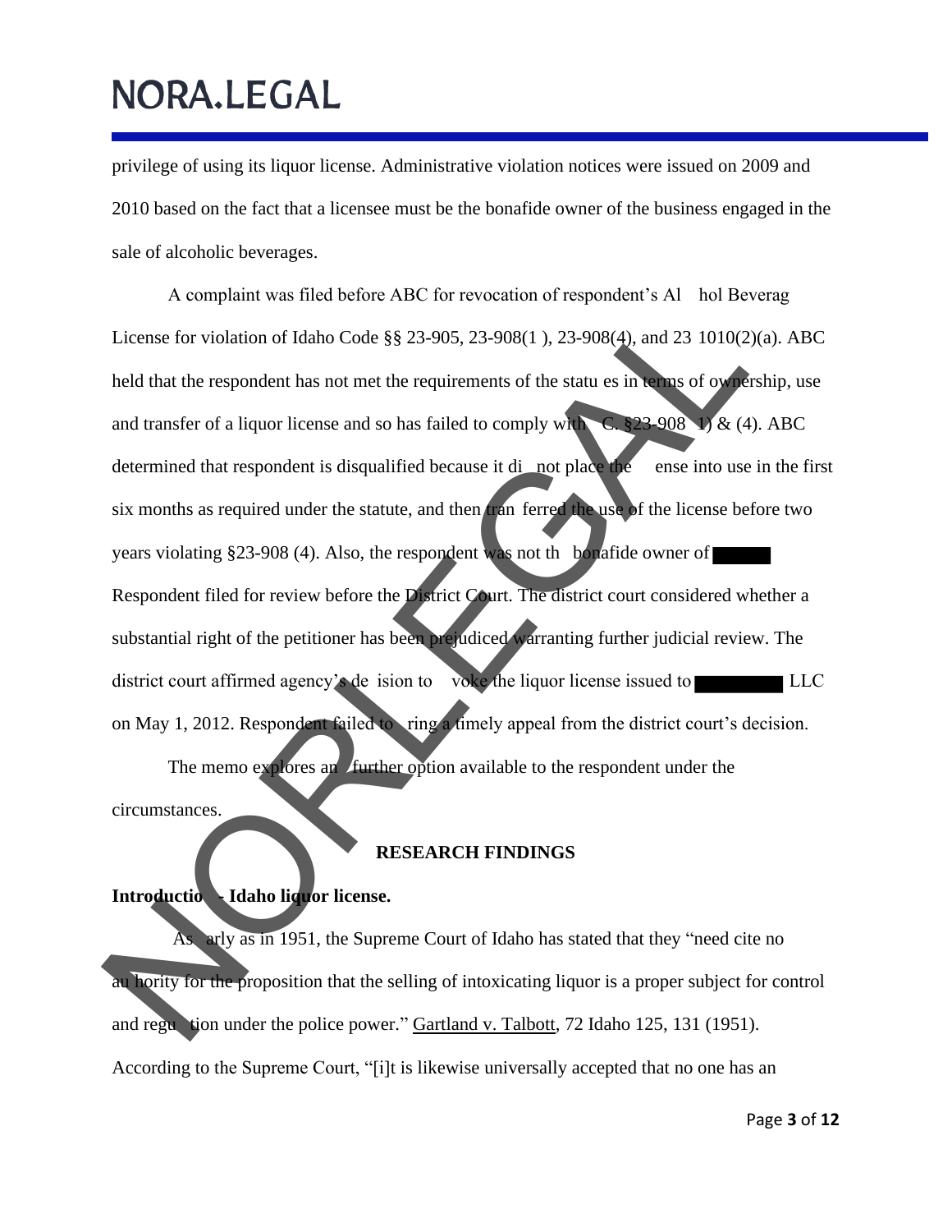privilege of using its liquor license. Administrative violation notices were issued on 2009 and 2010 based on the fact that a licensee must be the bonafide owner of the business engaged in the sale of alcoholic beverages.

A complaint was filed before ABC for revocation of respondent's Al hol Beverag License for violation of Idaho Code §§ 23-905, 23-908(1 ), 23-908(4), and 23 1010(2)(a). ABC held that the respondent has not met the requirements of the statu es in terms of ownership, use and transfer of a liquor license and so has failed to comply with C. §23-908 1) & (4). ABC determined that respondent is disqualified because it di not place the ense into use in the first six months as required under the statute, and then tran ferred the use of the license before two years violating §23-908 (4). Also, the respondent was not th bonafide owner of ████ Respondent filed for review before the District Court. The district court considered whether a substantial right of the petitioner has been prejudiced warranting further judicial review. The district court affirmed agency's de ision to voke the liquor license issued to ██████ LLC on May 1, 2012. Respondent failed to ring a timely appeal from the district court's decision.

The memo explores an further option available to the respondent under the circumstances.

**RESEARCH FINDINGS**

**Introductio - Idaho liquor license.**

As arly as in 1951, the Supreme Court of Idaho has stated that they "need cite no au hority for the proposition that the selling of intoxicating liquor is a proper subject for control and regu tion under the police power." Gartland v. Talbott, 72 Idaho 125, 131 (1951). According to the Supreme Court, "[i]t is likewise universally accepted that no one has an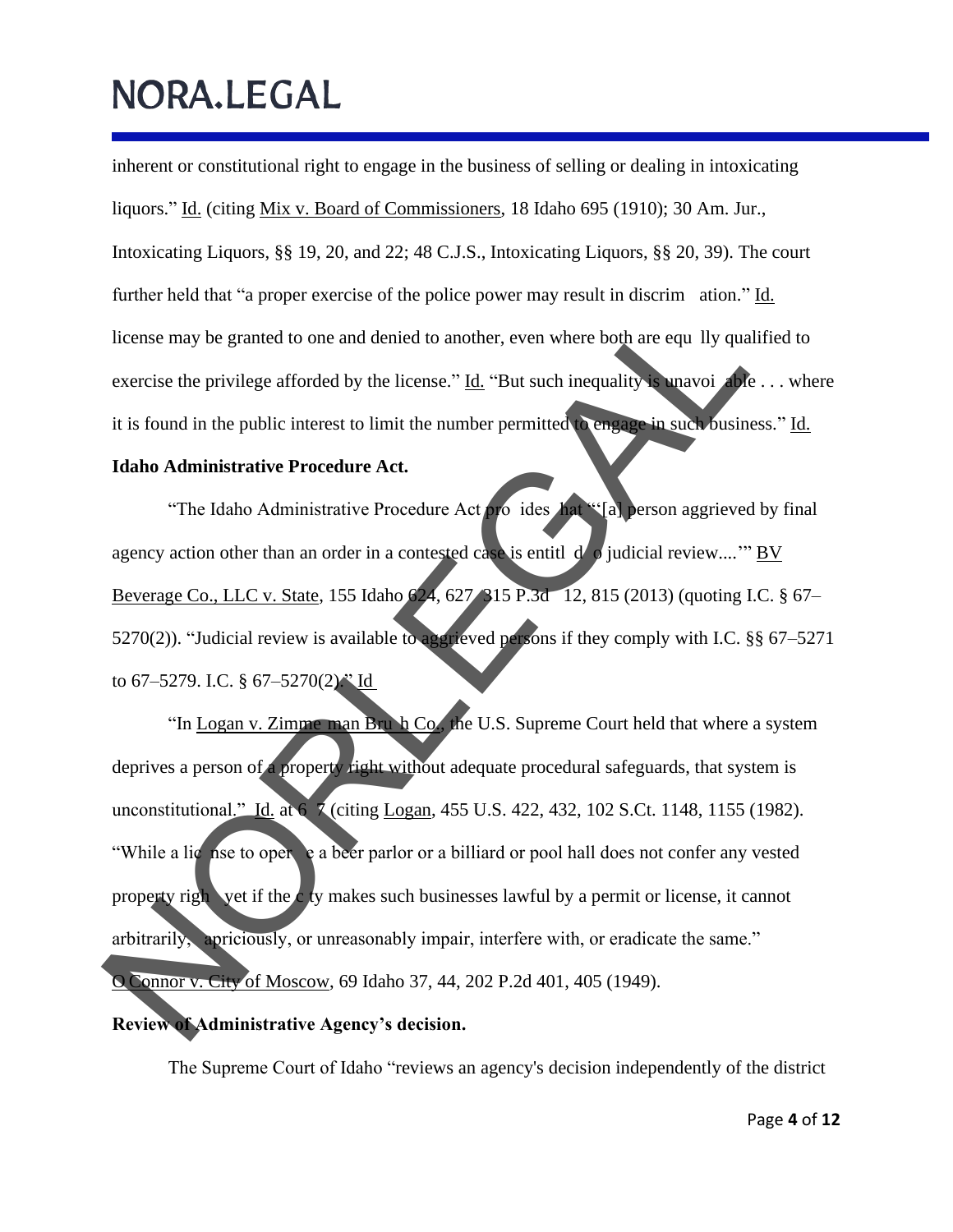inherent or constitutional right to engage in the business of selling or dealing in intoxicating liquors." Id. (citing Mix v. Board of Commissioners, 18 Idaho 695 (1910); 30 Am. Jur., Intoxicating Liquors, §§ 19, 20, and 22; 48 C.J.S., Intoxicating Liquors, §§ 20, 39). The court further held that "a proper exercise of the police power may result in discrimination." Id. license may be granted to one and denied to another, even where both are equally qualified to exercise the privilege afforded by the license." Id. "But such inequality is unavoidable . . . where it is found in the public interest to limit the number permitted to engage in such business." Id.

**Idaho Administrative Procedure Act.**

"The Idaho Administrative Procedure Act provides that "'[a] person aggrieved by final agency action other than an order in a contested case is entitled to judicial review....'" BV Beverage Co., LLC v. State, 155 Idaho 624, 627, 315 P.3d 812, 815 (2013) (quoting I.C. § 67–5270(2)). "Judicial review is available to aggrieved persons if they comply with I.C. §§ 67–5271 to 67–5279. I.C. § 67–5270(2)." Id.

"In Logan v. Zimmerman Brush Co., the U.S. Supreme Court held that where a system deprives a person of a property right without adequate procedural safeguards, that system is unconstitutional." Id. at 627 (citing Logan, 455 U.S. 422, 432, 102 S.Ct. 1148, 1155 (1982). "While a license to operate a beer parlor or a billiard or pool hall does not confer any vested property right, yet if the city makes such businesses lawful by a permit or license, it cannot arbitrarily, capriciously, or unreasonably impair, interfere with, or eradicate the same." O'Connor v. City of Moscow, 69 Idaho 37, 44, 202 P.2d 401, 405 (1949).

**Review of Administrative Agency's decision.**

The Supreme Court of Idaho "reviews an agency's decision independently of the district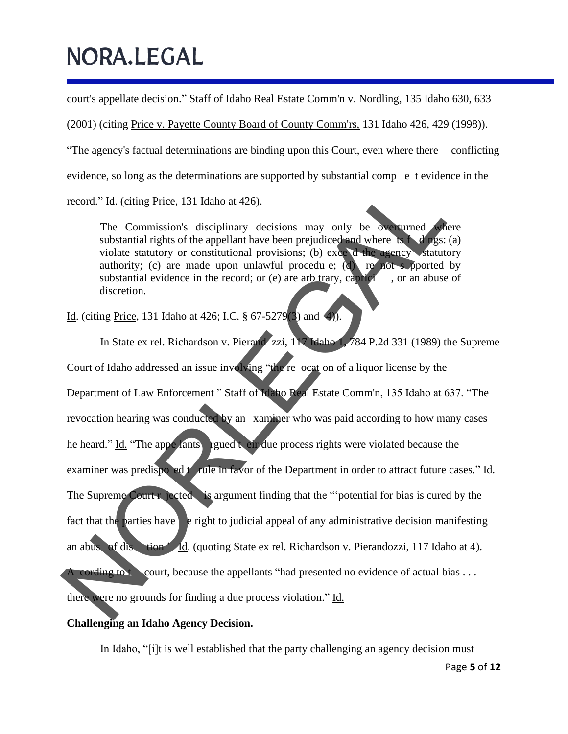court's appellate decision." Staff of Idaho Real Estate Comm'n v. Nordling, 135 Idaho 630, 633 (2001) (citing Price v. Payette County Board of County Comm'rs, 131 Idaho 426, 429 (1998)). "The agency's factual determinations are binding upon this Court, even where there conflicting evidence, so long as the determinations are supported by substantial comp e t evidence in the record." Id. (citing Price, 131 Idaho at 426).

> The Commission's disciplinary decisions may only be overturned where substantial rights of the appellant have been prejudiced and where ts f dings: (a) violate statutory or constitutional provisions; (b) exce d the agency statutory authority; (c) are made upon unlawful procedu e; (d) re not s pported by substantial evidence in the record; or (e) are arb trary, caprici , or an abuse of discretion.

Id. (citing Price, 131 Idaho at 426; I.C. § 67-5279(3) and 4)).

In State ex rel. Richardson v. Pierand zzi, 117 Idaho 1, 784 P.2d 331 (1989) the Supreme Court of Idaho addressed an issue involving "the re ocat on of a liquor license by the Department of Law Enforcement " Staff of Idaho Real Estate Comm'n, 135 Idaho at 637. "The revocation hearing was conducted by an xaminer who was paid according to how many cases he heard." Id. "The appe lants rgued t eir due process rights were violated because the examiner was predispo ed t rule in favor of the Department in order to attract future cases." Id. The Supreme Court r jected is argument finding that the "'potential for bias is cured by the fact that the parties have e right to judicial appeal of any administrative decision manifesting an abus of dis tion ' Id. (quoting State ex rel. Richardson v. Pierandozzi, 117 Idaho at 4). A cording to t court, because the appellants "had presented no evidence of actual bias . . . there were no grounds for finding a due process violation." Id.

**Challenging an Idaho Agency Decision.**

In Idaho, "[i]t is well established that the party challenging an agency decision must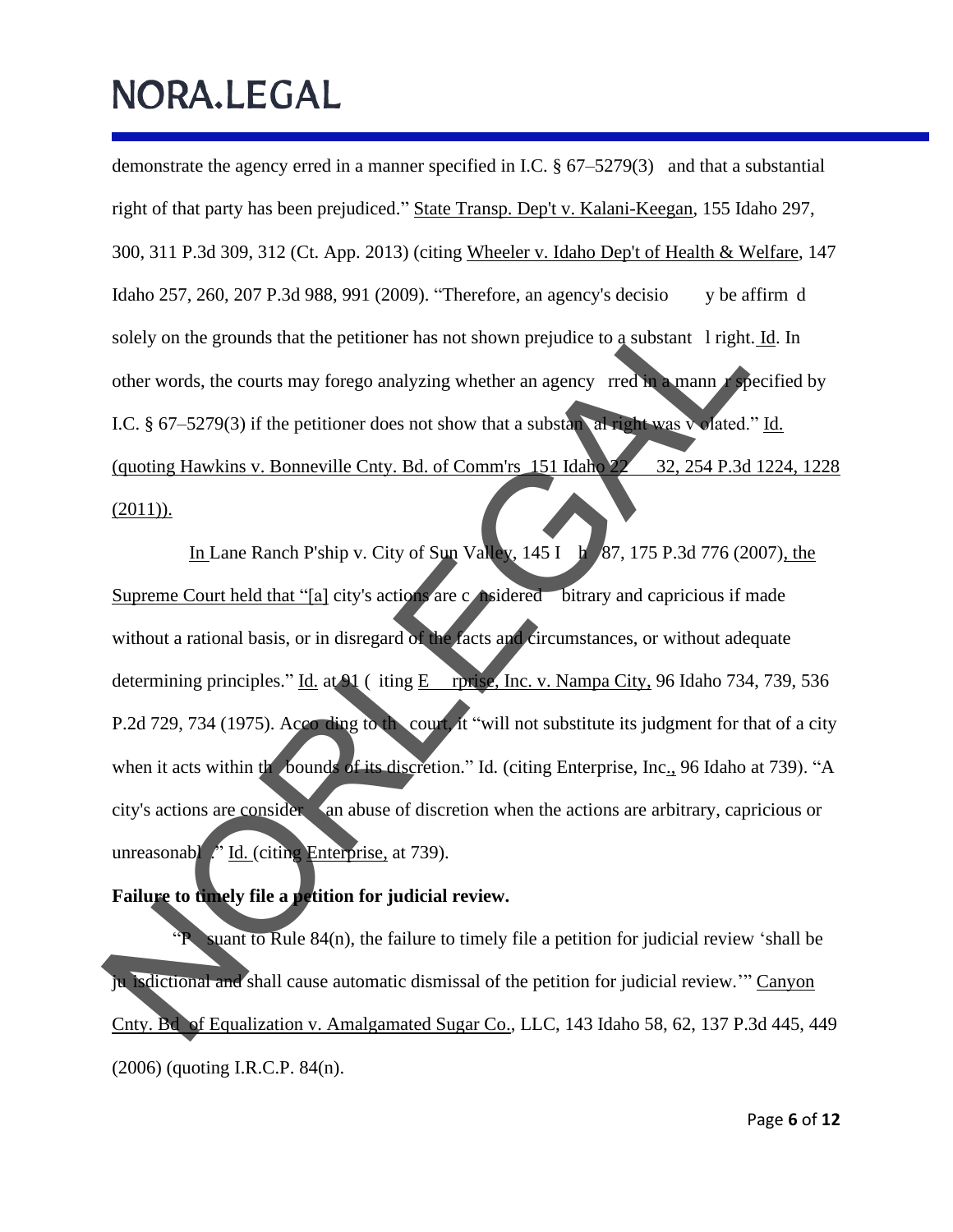demonstrate the agency erred in a manner specified in I.C. § 67–5279(3) and that a substantial right of that party has been prejudiced." State Transp. Dep't v. Kalani-Keegan, 155 Idaho 297, 300, 311 P.3d 309, 312 (Ct. App. 2013) (citing Wheeler v. Idaho Dep't of Health & Welfare, 147 Idaho 257, 260, 207 P.3d 988, 991 (2009). "Therefore, an agency's decisio y be affirm d solely on the grounds that the petitioner has not shown prejudice to a substant l right. Id. In other words, the courts may forego analyzing whether an agency rred in a mann r specified by I.C. § 67–5279(3) if the petitioner does not show that a substan al right was v olated." Id. (quoting Hawkins v. Bonneville Cnty. Bd. of Comm'rs 151 Idaho 22 32, 254 P.3d 1224, 1228 (2011)).

In Lane Ranch P'ship v. City of Sun Valley, 145 I h 87, 175 P.3d 776 (2007), the Supreme Court held that "[a] city's actions are c nsidered bitrary and capricious if made without a rational basis, or in disregard of the facts and circumstances, or without adequate determining principles." Id. at 91 ( iting E rprise, Inc. v. Nampa City, 96 Idaho 734, 739, 536 P.2d 729, 734 (1975). Acco ding to th court, it "will not substitute its judgment for that of a city when it acts within th bounds of its discretion." Id. (citing Enterprise, Inc., 96 Idaho at 739). "A city's actions are consider an abuse of discretion when the actions are arbitrary, capricious or unreasonabl ." Id. (citing Enterprise, at 739).

**Failure to timely file a petition for judicial review.**

"P suant to Rule 84(n), the failure to timely file a petition for judicial review 'shall be ju isdictional and shall cause automatic dismissal of the petition for judicial review.'" Canyon Cnty. Bd of Equalization v. Amalgamated Sugar Co., LLC, 143 Idaho 58, 62, 137 P.3d 445, 449 (2006) (quoting I.R.C.P. 84(n).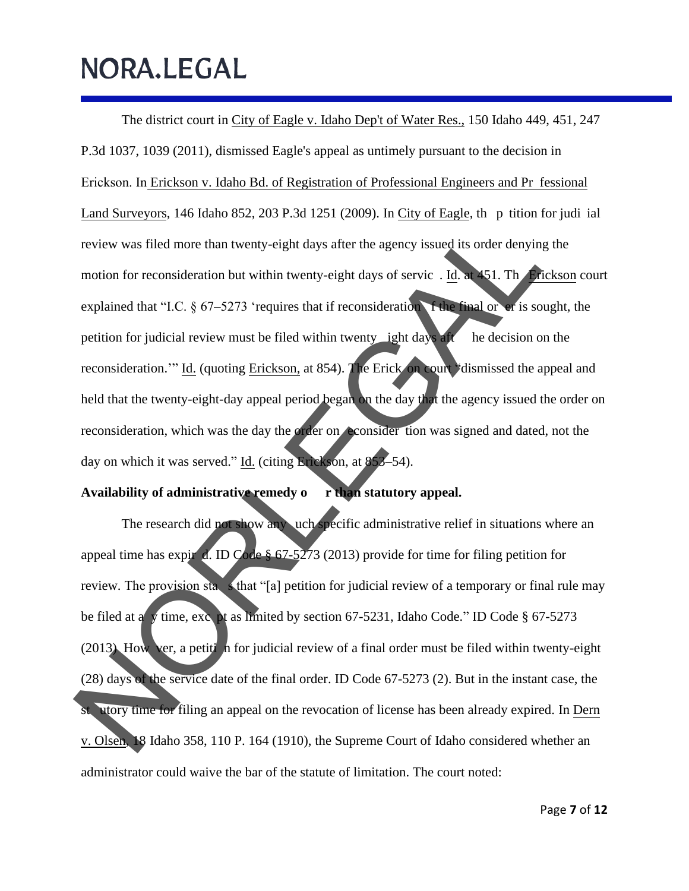The district court in City of Eagle v. Idaho Dep't of Water Res., 150 Idaho 449, 451, 247 P.3d 1037, 1039 (2011), dismissed Eagle's appeal as untimely pursuant to the decision in Erickson. In Erickson v. Idaho Bd. of Registration of Professional Engineers and Professional Land Surveyors, 146 Idaho 852, 203 P.3d 1251 (2009). In City of Eagle, the petition for judicial review was filed more than twenty-eight days after the agency issued its order denying the motion for reconsideration but within twenty-eight days of service. Id. at 451. The Erickson court explained that "I.C. § 67–5273 'requires that if reconsideration of the final order is sought, the petition for judicial review must be filed within twenty-eight days after the decision on the reconsideration.'" Id. (quoting Erickson, at 854). The Erickson court "dismissed the appeal and held that the twenty-eight-day appeal period began on the day that the agency issued the order on reconsideration, which was the day the order on reconsideration was signed and dated, not the day on which it was served." Id. (citing Erickson, at 853–54).

**Availability of administrative remedy other than statutory appeal.**

The research did not show any such specific administrative relief in situations where an appeal time has expired. ID Code § 67-5273 (2013) provide for time for filing petition for review. The provision states that "[a] petition for judicial review of a temporary or final rule may be filed at any time, except as limited by section 67-5231, Idaho Code." ID Code § 67-5273 (2013). However, a petition for judicial review of a final order must be filed within twenty-eight (28) days of the service date of the final order. ID Code 67-5273 (2). But in the instant case, the statutory time for filing an appeal on the revocation of license has been already expired. In Dern v. Olsen, 18 Idaho 358, 110 P. 164 (1910), the Supreme Court of Idaho considered whether an administrator could waive the bar of the statute of limitation. The court noted: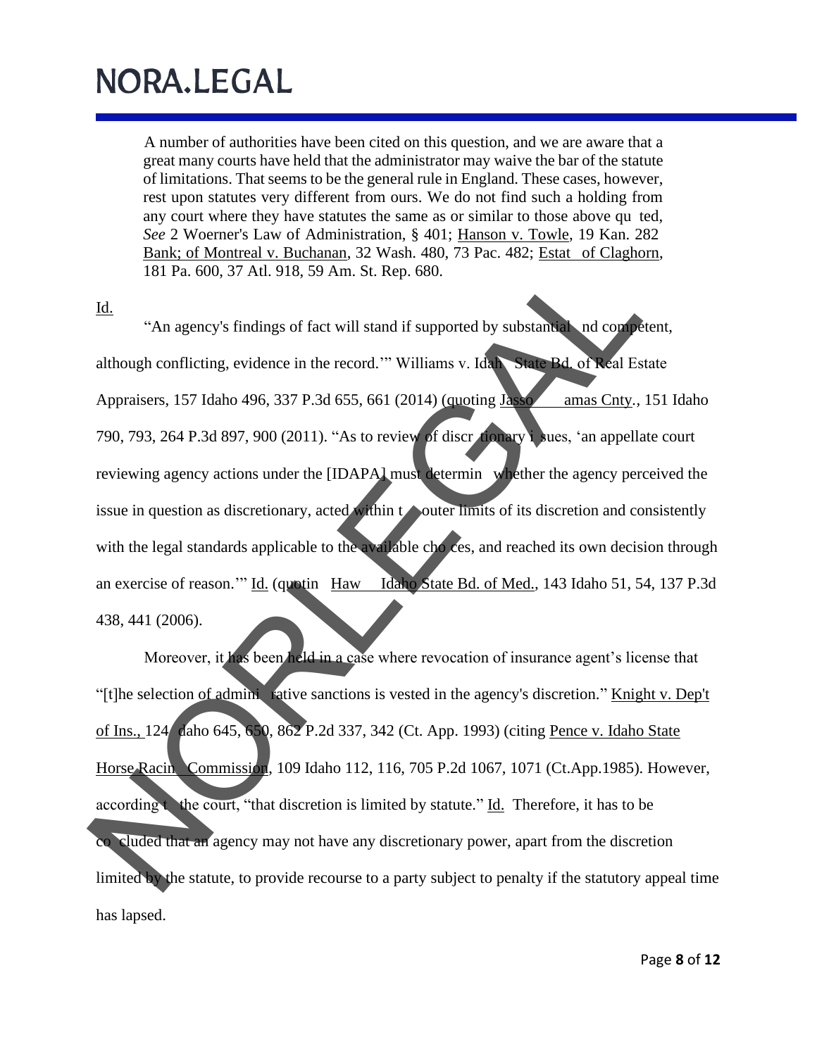> A number of authorities have been cited on this question, and we are aware that a great many courts have held that the administrator may waive the bar of the statute of limitations. That seems to be the general rule in England. These cases, however, rest upon statutes very different from ours. We do not find such a holding from any court where they have statutes the same as or similar to those above quoted, *See* 2 Woerner's Law of Administration, § 401; Hanson v. Towle, 19 Kan. 282 Bank; of Montreal v. Buchanan, 32 Wash. 480, 73 Pac. 482; Estate of Claghorn, 181 Pa. 600, 37 Atl. 918, 59 Am. St. Rep. 680.

Id.

"An agency's findings of fact will stand if supported by substantial and competent, although conflicting, evidence in the record.'" Williams v. Idaho State Bd. of Real Estate Appraisers, 157 Idaho 496, 337 P.3d 655, 661 (2014) (quoting Jasso v. Camas Cnty., 151 Idaho 790, 793, 264 P.3d 897, 900 (2011). "As to review of discretionary issues, 'an appellate court reviewing agency actions under the [IDAPA] must determine whether the agency perceived the issue in question as discretionary, acted within the outer limits of its discretion and consistently with the legal standards applicable to the available choices, and reached its own decision through an exercise of reason.'" Id. (quoting Haw v. Idaho State Bd. of Med., 143 Idaho 51, 54, 137 P.3d 438, 441 (2006).

Moreover, it has been held in a case where revocation of insurance agent's license that "[t]he selection of administrative sanctions is vested in the agency's discretion." Knight v. Dep't of Ins., 124 Idaho 645, 650, 862 P.2d 337, 342 (Ct. App. 1993) (citing Pence v. Idaho State Horse Racing Commission, 109 Idaho 112, 116, 705 P.2d 1067, 1071 (Ct.App.1985). However, according to the court, "that discretion is limited by statute." Id. Therefore, it has to be concluded that an agency may not have any discretionary power, apart from the discretion limited by the statute, to provide recourse to a party subject to penalty if the statutory appeal time has lapsed.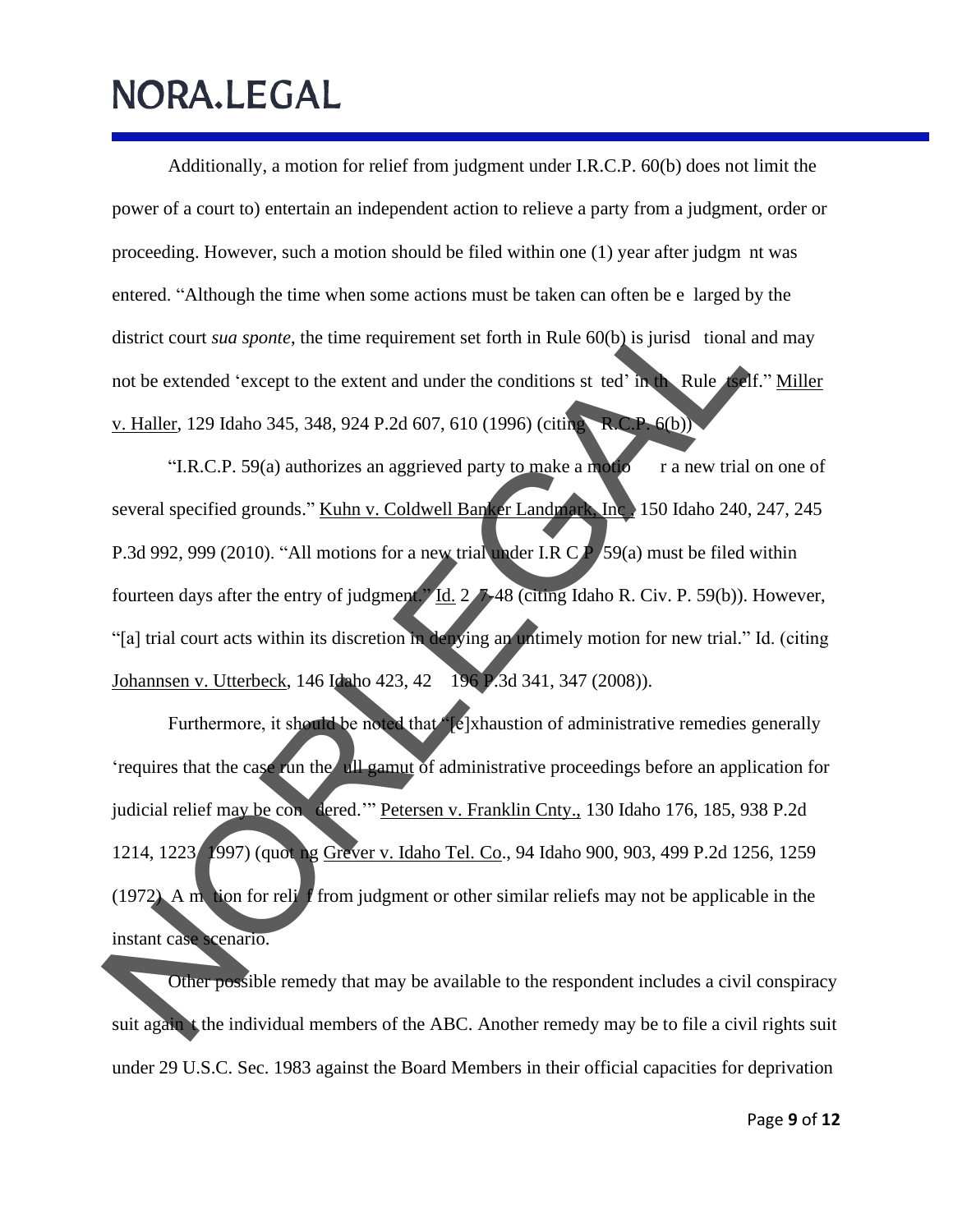Additionally, a motion for relief from judgment under I.R.C.P. 60(b) does not limit the power of a court to) entertain an independent action to relieve a party from a judgment, order or proceeding. However, such a motion should be filed within one (1) year after judgm nt was entered. "Although the time when some actions must be taken can often be e larged by the district court *sua sponte*, the time requirement set forth in Rule 60(b) is jurisd tional and may not be extended 'except to the extent and under the conditions st ted' in th Rule tself." Miller v. Haller, 129 Idaho 345, 348, 924 P.2d 607, 610 (1996) (citing R.C.P. 6(b))

"I.R.C.P. 59(a) authorizes an aggrieved party to make a motio r a new trial on one of several specified grounds." Kuhn v. Coldwell Banker Landmark, Inc., 150 Idaho 240, 247, 245 P.3d 992, 999 (2010). "All motions for a new trial under I.R C P 59(a) must be filed within fourteen days after the entry of judgment." Id. 2 7-48 (citing Idaho R. Civ. P. 59(b)). However, "[a] trial court acts within its discretion in denying an untimely motion for new trial." Id. (citing Johannsen v. Utterbeck, 146 Idaho 423, 42 196 P.3d 341, 347 (2008)).

Furthermore, it should be noted that "[e]xhaustion of administrative remedies generally 'requires that the case run the ull gamut of administrative proceedings before an application for judicial relief may be con dered.'" Petersen v. Franklin Cnty., 130 Idaho 176, 185, 938 P.2d 1214, 1223 1997) (quot ng Grever v. Idaho Tel. Co., 94 Idaho 900, 903, 499 P.2d 1256, 1259 (1972) A m tion for reli f from judgment or other similar reliefs may not be applicable in the instant case scenario.

Other possible remedy that may be available to the respondent includes a civil conspiracy suit again t the individual members of the ABC. Another remedy may be to file a civil rights suit under 29 U.S.C. Sec. 1983 against the Board Members in their official capacities for deprivation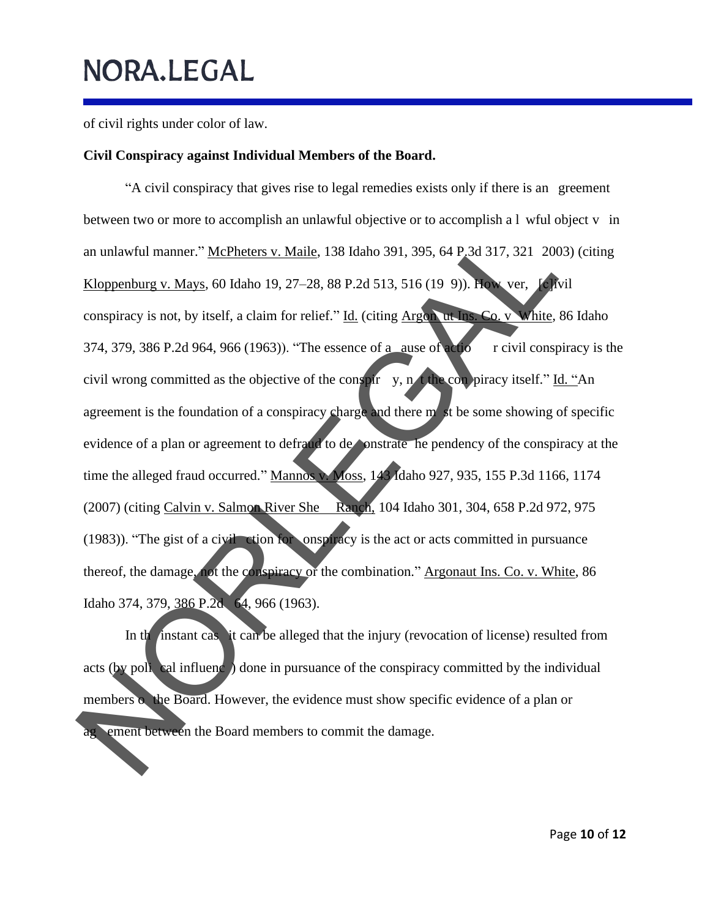of civil rights under color of law.

**Civil Conspiracy against Individual Members of the Board.**

"A civil conspiracy that gives rise to legal remedies exists only if there is an agreement between two or more to accomplish an unlawful objective or to accomplish a lawful object in an unlawful manner." McPheters v. Maile, 138 Idaho 391, 395, 64 P.3d 317, 321 (2003) (citing Kloppenburg v. Mays, 60 Idaho 19, 27–28, 88 P.2d 513, 516 (1939)). However, "[c]ivil conspiracy is not, by itself, a claim for relief." Id. (citing Argonaut Ins. Co. v. White, 86 Idaho 374, 379, 386 P.2d 964, 966 (1963)). "The essence of a cause of action for civil conspiracy is the civil wrong committed as the objective of the conspiracy, not the conspiracy itself." Id. "An agreement is the foundation of a conspiracy charge and there must be some showing of specific evidence of a plan or agreement to defraud to demonstrate the pendency of the conspiracy at the time the alleged fraud occurred." Mannos v. Moss, 143 Idaho 927, 935, 155 P.3d 1166, 1174 (2007) (citing Calvin v. Salmon River Sheep Ranch, 104 Idaho 301, 304, 658 P.2d 972, 975 (1983)). "The gist of a civil action for conspiracy is the act or acts committed in pursuance thereof, the damage, not the conspiracy or the combination." Argonaut Ins. Co. v. White, 86 Idaho 374, 379, 386 P.2d 964, 966 (1963).

In the instant case, it can be alleged that the injury (revocation of license) resulted from acts (by political influence) done in pursuance of the conspiracy committed by the individual members of the Board. However, the evidence must show specific evidence of a plan or agreement between the Board members to commit the damage.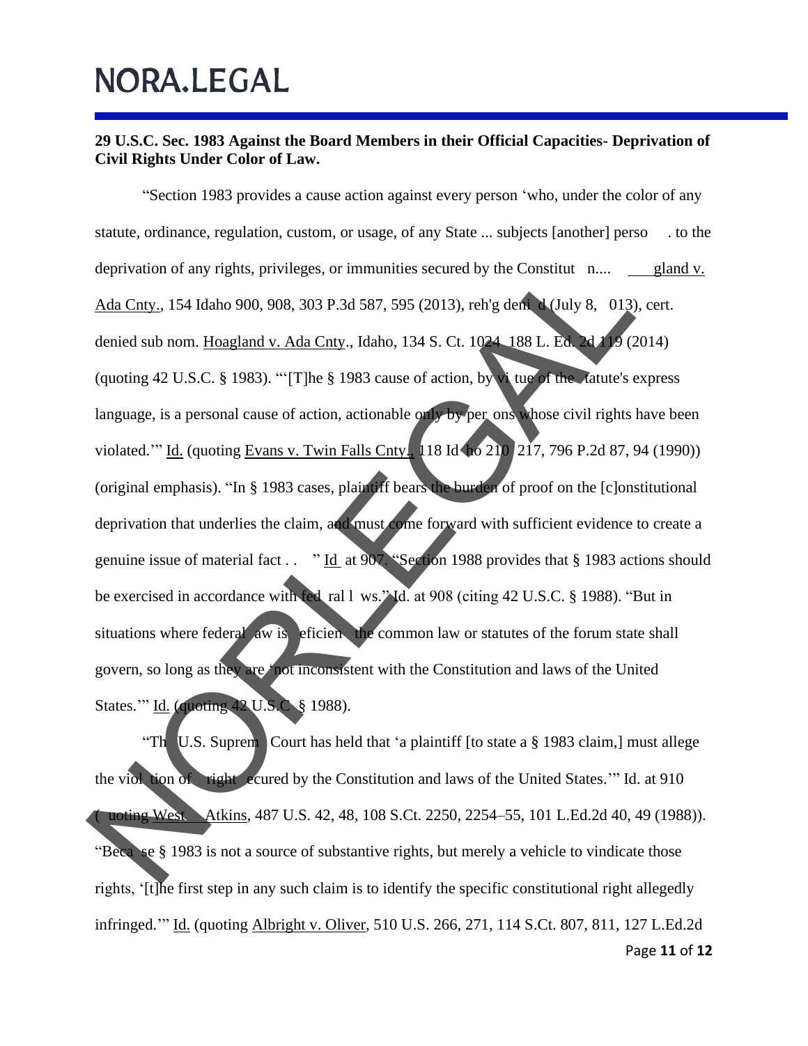**29 U.S.C. Sec. 1983 Against the Board Members in their Official Capacities- Deprivation of Civil Rights Under Color of Law.**

"Section 1983 provides a cause action against every person 'who, under the color of any statute, ordinance, regulation, custom, or usage, of any State ... subjects [another] perso . to the deprivation of any rights, privileges, or immunities secured by the Constitut n.... gland v. Ada Cnty., 154 Idaho 900, 908, 303 P.3d 587, 595 (2013), reh'g deni d (July 8, 013), cert. denied sub nom. Hoagland v. Ada Cnty., Idaho, 134 S. Ct. 1024 188 L. Ed. 2d 119 (2014) (quoting 42 U.S.C. § 1983). "'[T]he § 1983 cause of action, by vi tue of the tatute's express language, is a personal cause of action, actionable only by per ons whose civil rights have been violated.'" Id. (quoting Evans v. Twin Falls Cnty., 118 Id ho 210 217, 796 P.2d 87, 94 (1990)) (original emphasis). "In § 1983 cases, plaintiff bears the burden of proof on the [c]onstitutional deprivation that underlies the claim, and must come forward with sufficient evidence to create a genuine issue of material fact . . " Id at 907. "Section 1988 provides that § 1983 actions should be exercised in accordance with fed ral l ws." Id. at 908 (citing 42 U.S.C. § 1988). "But in situations where federal aw is eficien the common law or statutes of the forum state shall govern, so long as they are 'not inconsistent with the Constitution and laws of the United States.'" Id. (quoting 42 U.S.C § 1988).

"Th U.S. Suprem Court has held that 'a plaintiff [to state a § 1983 claim,] must allege the viol tion of right ecured by the Constitution and laws of the United States.'" Id. at 910 ( uoting West Atkins, 487 U.S. 42, 48, 108 S.Ct. 2250, 2254–55, 101 L.Ed.2d 40, 49 (1988)). "Beca se § 1983 is not a source of substantive rights, but merely a vehicle to vindicate those rights, '[t]he first step in any such claim is to identify the specific constitutional right allegedly infringed.'" Id. (quoting Albright v. Oliver, 510 U.S. 266, 271, 114 S.Ct. 807, 811, 127 L.Ed.2d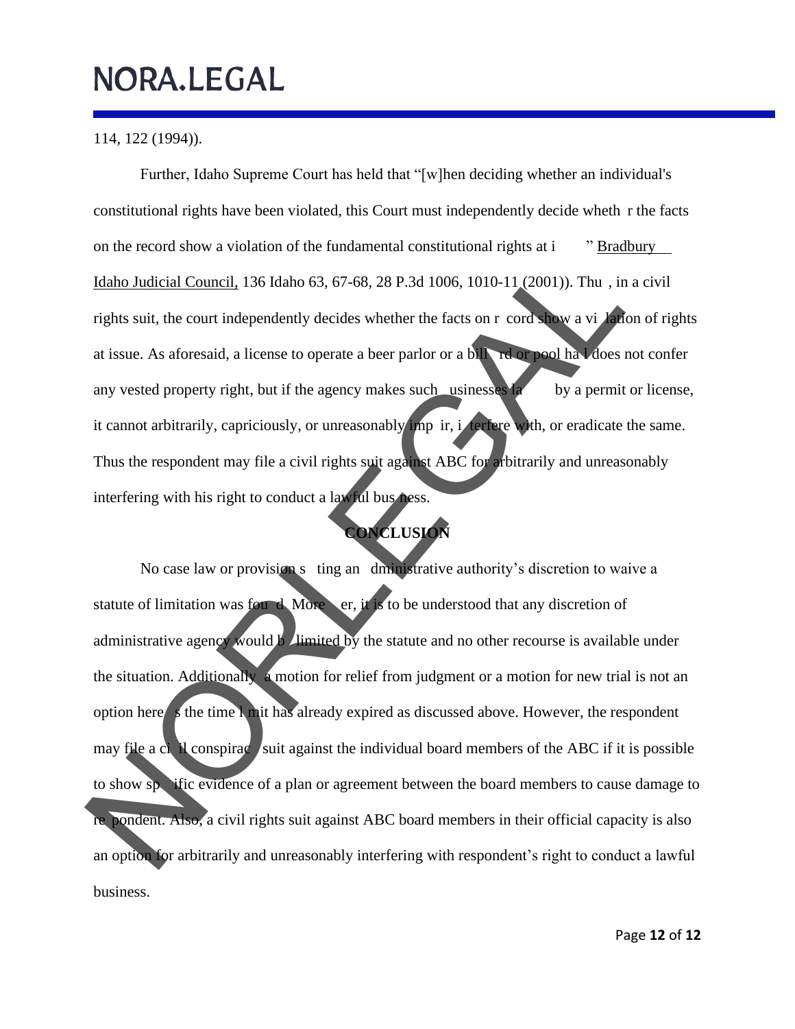114, 122 (1994)).

Further, Idaho Supreme Court has held that "[w]hen deciding whether an individual's constitutional rights have been violated, this Court must independently decide wheth r the facts on the record show a violation of the fundamental constitutional rights at i " Bradbury Idaho Judicial Council, 136 Idaho 63, 67-68, 28 P.3d 1006, 1010-11 (2001)). Thu , in a civil rights suit, the court independently decides whether the facts on r cord show a vi lation of rights at issue. As aforesaid, a license to operate a beer parlor or a bill rd or pool ha l does not confer any vested property right, but if the agency makes such usinesses la by a permit or license, it cannot arbitrarily, capriciously, or unreasonably imp ir, i terfere with, or eradicate the same. Thus the respondent may file a civil rights suit against ABC for arbitrarily and unreasonably interfering with his right to conduct a lawful bus ness.

**CONCLUSION**

No case law or provision s ting an dministrative authority's discretion to waive a statute of limitation was fou d More er, it is to be understood that any discretion of administrative agency would b limited by the statute and no other recourse is available under the situation. Additionally a motion for relief from judgment or a motion for new trial is not an option here s the time l mit has already expired as discussed above. However, the respondent may file a ci il conspirac suit against the individual board members of the ABC if it is possible to show sp ific evidence of a plan or agreement between the board members to cause damage to re pondent. Also, a civil rights suit against ABC board members in their official capacity is also an option for arbitrarily and unreasonably interfering with respondent's right to conduct a lawful business.